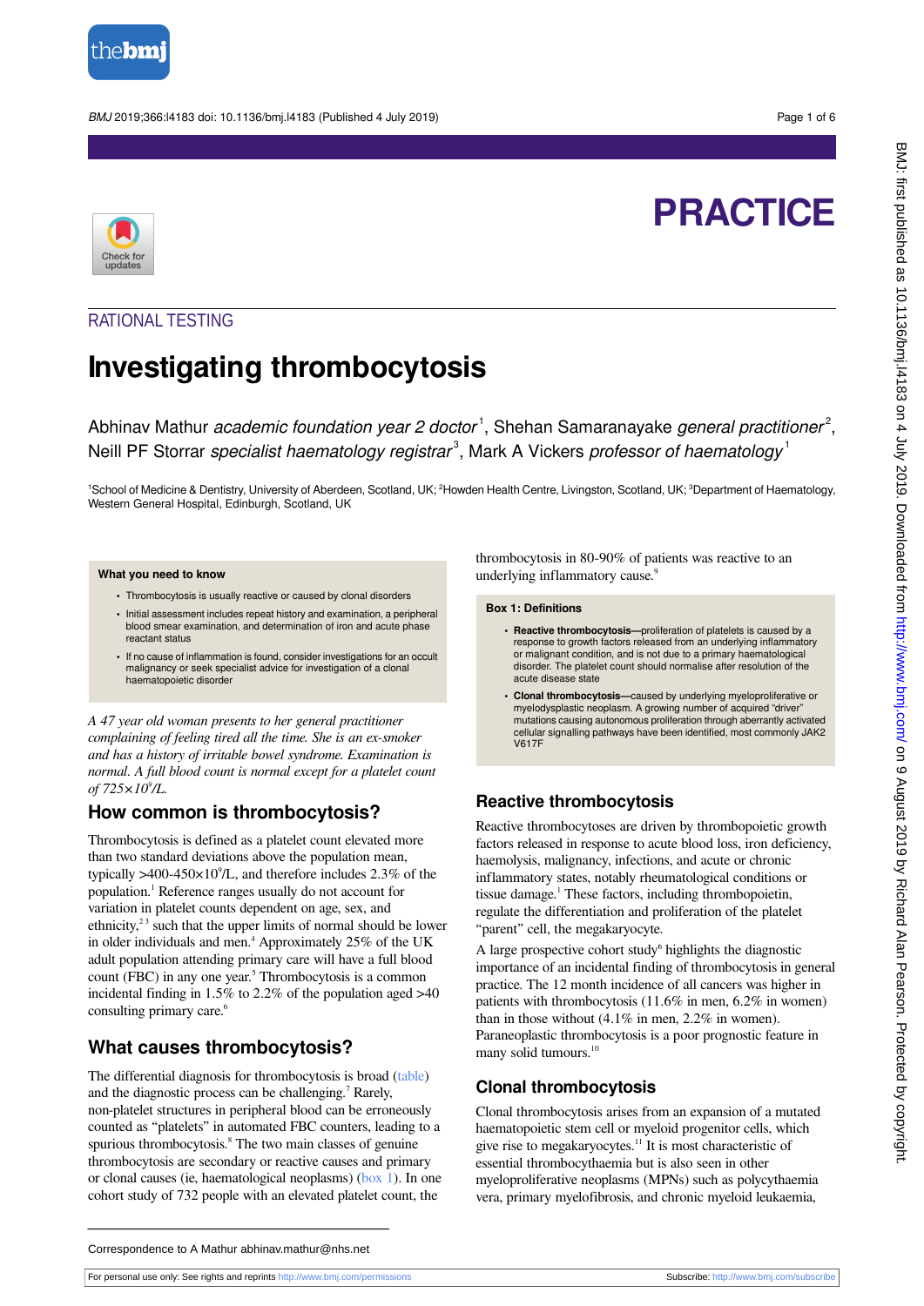# PRACTICE

RATIONAL TESTING

# Investigating thrombocytosis

Abhinav Mathur *academic foundation year 2 doctor*[1], Shehan Samaranayake *general practitioner*[2], Neill PF Storrar *specialist haematology registrar*[3], Mark A Vickers *professor of haematology*[1]

[1]School of Medicine & Dentistry, University of Aberdeen, Scotland, UK; [2]Howden Health Centre, Livingston, Scotland, UK; [3]Department of Haematology, Western General Hospital, Edinburgh, Scotland, UK

**What you need to know**

- Thrombocytosis is usually reactive or caused by clonal disorders
- Initial assessment includes repeat history and examination, a peripheral blood smear examination, and determination of iron and acute phase reactant status
- If no cause of inflammation is found, consider investigations for an occult malignancy or seek specialist advice for investigation of a clonal haematopoietic disorder

*A 47 year old woman presents to her general practitioner complaining of feeling tired all the time. She is an ex-smoker and has a history of irritable bowel syndrome. Examination is normal. A full blood count is normal except for a platelet count of 725×10⁹/L.*

## How common is thrombocytosis?

Thrombocytosis is defined as a platelet count elevated more than two standard deviations above the population mean, typically >400-450×10⁹/L, and therefore includes 2.3% of the population.[1] Reference ranges usually do not account for variation in platelet counts dependent on age, sex, and ethnicity,[2,3] such that the upper limits of normal should be lower in older individuals and men.[4] Approximately 25% of the UK adult population attending primary care will have a full blood count (FBC) in any one year.[5] Thrombocytosis is a common incidental finding in 1.5% to 2.2% of the population aged >40 consulting primary care.[6]

## What causes thrombocytosis?

The differential diagnosis for thrombocytosis is broad (table) and the diagnostic process can be challenging.[7] Rarely, non-platelet structures in peripheral blood can be erroneously counted as "platelets" in automated FBC counters, leading to a spurious thrombocytosis.[8] The two main classes of genuine thrombocytosis are secondary or reactive causes and primary or clonal causes (ie, haematological neoplasms) (box 1). In one cohort study of 732 people with an elevated platelet count, the thrombocytosis in 80-90% of patients was reactive to an underlying inflammatory cause.[9]

**Box 1: Definitions**

- **Reactive thrombocytosis—**proliferation of platelets is caused by a response to growth factors released from an underlying inflammatory or malignant condition, and is not due to a primary haematological disorder. The platelet count should normalise after resolution of the acute disease state
- **Clonal thrombocytosis—**caused by underlying myeloproliferative or myelodysplastic neoplasm. A growing number of acquired "driver" mutations causing autonomous proliferation through aberrantly activated cellular signalling pathways have been identified, most commonly JAK2 V617F

## Reactive thrombocytosis

Reactive thrombocytosis are driven by thrombopoietic growth factors released in response to acute blood loss, iron deficiency, haemolysis, malignancy, infections, and acute or chronic inflammatory states, notably rheumatological conditions or tissue damage.[1] These factors, including thrombopoietin, regulate the differentiation and proliferation of the platelet "parent" cell, the megakaryocyte.

A large prospective cohort study[6] highlights the diagnostic importance of an incidental finding of thrombocytosis in general practice. The 12 month incidence of all cancers was higher in patients with thrombocytosis (11.6% in men, 6.2% in women) than in those without (4.1% in men, 2.2% in women). Paraneoplastic thrombocytosis is a poor prognostic feature in many solid tumours.[10]

## Clonal thrombocytosis

Clonal thrombocytosis arises from an expansion of a mutated haematopoietic stem cell or myeloid progenitor cells, which give rise to megakaryocytes.[11] It is most characteristic of essential thrombocythaemia but is also seen in other myeloproliferative neoplasms (MPNs) such as polycythaemia vera, primary myelofibrosis, and chronic myeloid leukaemia,

Correspondence to A Mathur abhinav.mathur@nhs.net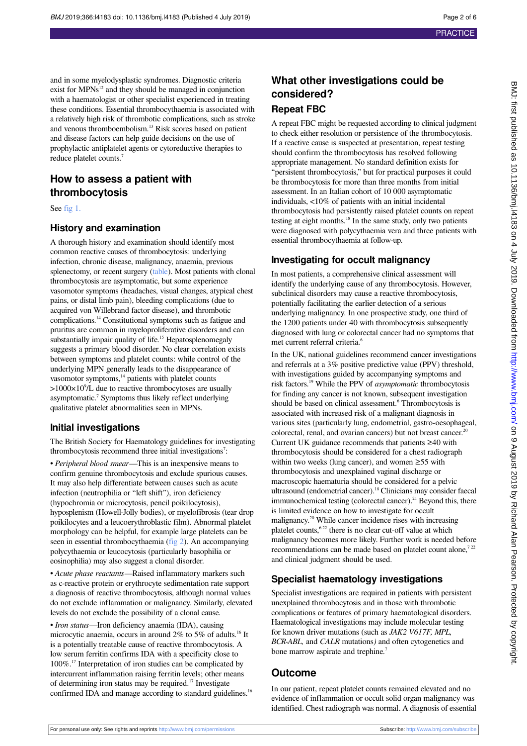and in some myelodysplastic syndromes. Diagnostic criteria exist for MPNs[12] and they should be managed in conjunction with a haematologist or other specialist experienced in treating these conditions. Essential thrombocythaemia is associated with a relatively high risk of thrombotic complications, such as stroke and venous thromboembolism.[13] Risk scores based on patient and disease factors can help guide decisions on the use of prophylactic antiplatelet agents or cytoreductive therapies to reduce platelet counts.[7]

## How to assess a patient with thrombocytosis

See fig 1.

### History and examination

A thorough history and examination should identify most common reactive causes of thrombocytosis: underlying infection, chronic disease, malignancy, anaemia, previous splenectomy, or recent surgery (table). Most patients with clonal thrombocytosis are asymptomatic, but some experience vasomotor symptoms (headaches, visual changes, atypical chest pains, or distal limb pain), bleeding complications (due to acquired von Willebrand factor disease), and thrombotic complications.[14] Constitutional symptoms such as fatigue and pruritus are common in myeloproliferative disorders and can substantially impair quality of life.[15] Hepatosplenomegaly suggests a primary blood disorder. No clear correlation exists between symptoms and platelet counts: while control of the underlying MPN generally leads to the disappearance of vasomotor symptoms,[14] patients with platelet counts $>1000\times10^9$/L due to reactive thrombocytoses are usually asymptomatic.[7] Symptoms thus likely reflect underlying qualitative platelet abnormalities seen in MPNs.

### Initial investigations

The British Society for Haematology guidelines for investigating thrombocytosis recommend three initial investigations[7]:

- *Peripheral blood smear*—This is an inexpensive means to confirm genuine thrombocytosis and exclude spurious causes. It may also help differentiate between causes such as acute infection (neutrophilia or "left shift"), iron deficiency (hypochromia or microcytosis, pencil poikilocytosis), hyposplenism (Howell-Jolly bodies), or myelofibrosis (tear drop poikilocytes and a leucoerythroblastic film). Abnormal platelet morphology can be helpful, for example large platelets can be seen in essential thrombocythaemia (fig 2). An accompanying polycythaemia or leucocytosis (particularly basophilia or eosinophilia) may also suggest a clonal disorder.
- *Acute phase reactants*—Raised inflammatory markers such as c-reactive protein or erythrocyte sedimentation rate support a diagnosis of reactive thrombocytosis, although normal values do not exclude inflammation or malignancy. Similarly, elevated levels do not exclude the possibility of a clonal cause.
- *Iron status*—Iron deficiency anaemia (IDA), causing microcytic anaemia, occurs in around 2% to 5% of adults.[16] It is a potentially treatable cause of reactive thrombocytosis. A low serum ferritin confirms IDA with a specificity close to 100%.[17] Interpretation of iron studies can be complicated by intercurrent inflammation raising ferritin levels; other means of determining iron status may be required.[17] Investigate confirmed IDA and manage according to standard guidelines.[16]

## What other investigations could be considered?

### Repeat FBC

A repeat FBC might be requested according to clinical judgment to check either resolution or persistence of the thrombocytosis. If a reactive cause is suspected at presentation, repeat testing should confirm the thrombocytosis has resolved following appropriate management. No standard definition exists for "persistent thrombocytosis," but for practical purposes it could be thrombocytosis for more than three months from initial assessment. In an Italian cohort of 10 000 asymptomatic individuals, <10% of patients with an initial incidental thrombocytosis had persistently raised platelet counts on repeat testing at eight months.[18] In the same study, only two patients were diagnosed with polycythaemia vera and three patients with essential thrombocythaemia at follow-up.

### Investigating for occult malignancy

In most patients, a comprehensive clinical assessment will identify the underlying cause of any thrombocytosis. However, subclinical disorders may cause a reactive thrombocytosis, potentially facilitating the earlier detection of a serious underlying malignancy. In one prospective study, one third of the 1200 patients under 40 with thrombocytosis subsequently diagnosed with lung or colorectal cancer had no symptoms that met current referral criteria.[6]

In the UK, national guidelines recommend cancer investigations and referrals at a 3% positive predictive value (PPV) threshold, with investigations guided by accompanying symptoms and risk factors.[19] While the PPV of *asymptomatic* thrombocytosis for finding any cancer is not known, subsequent investigation should be based on clinical assessment.[6] Thrombocytosis is associated with increased risk of a malignant diagnosis in various sites (particularly lung, endometrial, gastro-oesophageal, colorectal, renal, and ovarian cancers) but not breast cancer.[20] Current UK guidance recommends that patients ≥40 with thrombocytosis should be considered for a chest radiograph within two weeks (lung cancer), and women ≥55 with thrombocytosis and unexplained vaginal discharge or macroscopic haematuria should be considered for a pelvic ultrasound (endometrial cancer).[18] Clinicians may consider faecal immunochemical testing (colorectal cancer).[21] Beyond this, there is limited evidence on how to investigate for occult malignancy.[20] While cancer incidence rises with increasing platelet counts,[6,22] there is no clear cut-off value at which malignancy becomes more likely. Further work is needed before recommendations can be made based on platelet count alone,[7,22] and clinical judgment should be used.

### Specialist haematology investigations

Specialist investigations are required in patients with persistent unexplained thrombocytosis and in those with thrombotic complications or features of primary haematological disorders. Haematological investigations may include molecular testing for known driver mutations (such as *JAK2 V617F, MPL, BCR-ABL,* and *CALR* mutations) and often cytogenetics and bone marrow aspirate and trephine.[7]

## Outcome

In our patient, repeat platelet counts remained elevated and no evidence of inflammation or occult solid organ malignancy was identified. Chest radiograph was normal. A diagnosis of essential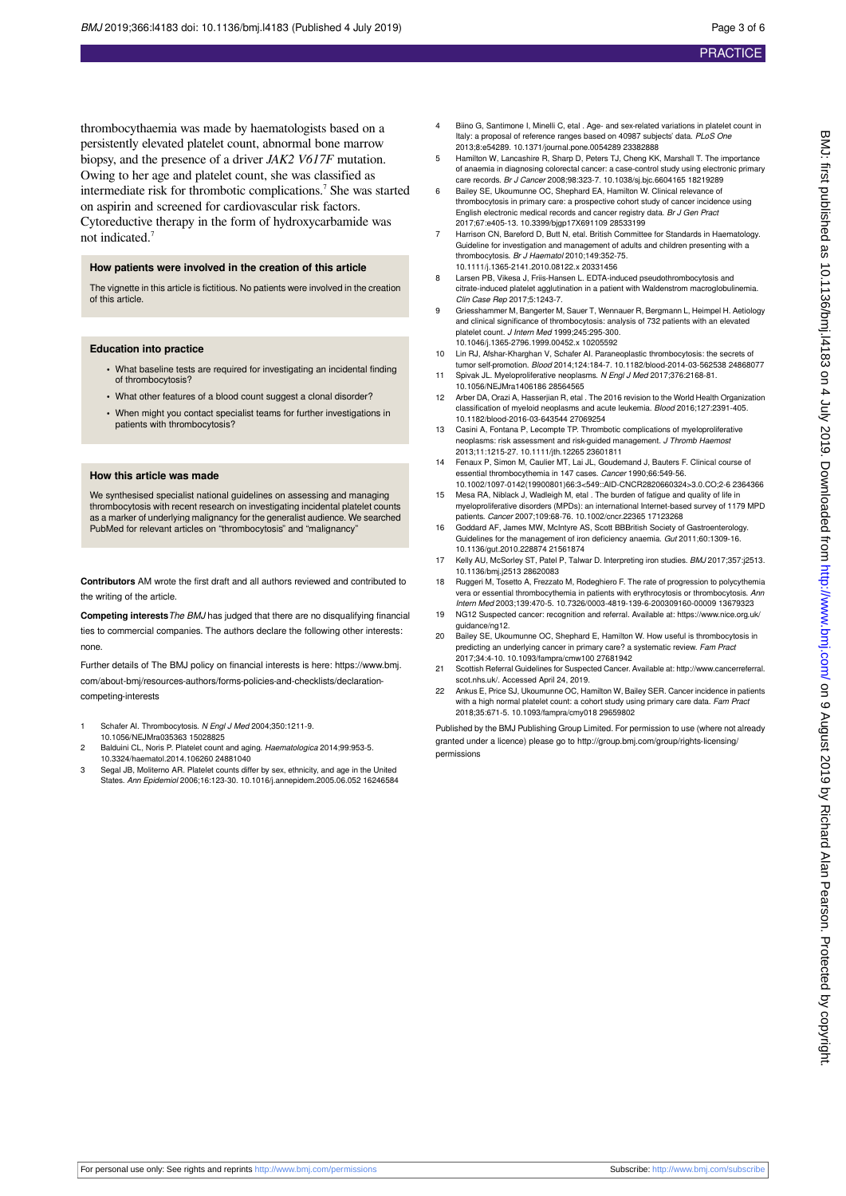thrombocythaemia was made by haematologists based on a persistently elevated platelet count, abnormal bone marrow biopsy, and the presence of a driver *JAK2 V617F* mutation. Owing to her age and platelet count, she was classified as intermediate risk for thrombotic complications.[7] She was started on aspirin and screened for cardiovascular risk factors. Cytoreductive therapy in the form of hydroxycarbamide was not indicated.[7]

### How patients were involved in the creation of this article

The vignette in this article is fictitious. No patients were involved in the creation of this article.

### Education into practice

- What baseline tests are required for investigating an incidental finding of thrombocytosis?
- What other features of a blood count suggest a clonal disorder?
- When might you contact specialist teams for further investigations in patients with thrombocytosis?

### How this article was made

We synthesised specialist national guidelines on assessing and managing thrombocytosis with recent research on investigating incidental platelet counts as a marker of underlying malignancy for the generalist audience. We searched PubMed for relevant articles on "thrombocytosis" and "malignancy"

**Contributors** AM wrote the first draft and all authors reviewed and contributed to the writing of the article.

**Competing interests** *The BMJ* has judged that there are no disqualifying financial ties to commercial companies. The authors declare the following other interests: none.

Further details of The BMJ policy on financial interests is here: https://www.bmj.com/about-bmj/resources-authors/forms-policies-and-checklists/declaration-competing-interests

1. Schafer AI. Thrombocytosis. *N Engl J Med* 2004;350:1211-9. 10.1056/NEJMra035363 15028825
2. Balduini CL, Noris P. Platelet count and aging. *Haematologica* 2014;99:953-5. 10.3324/haematol.2014.106260 24881040
3. Segal JB, Moliterno AR. Platelet counts differ by sex, ethnicity, and age in the United States. *Ann Epidemiol* 2006;16:123-30. 10.1016/j.annepidem.2005.06.052 16246584
4. Biino G, Santimone I, Minelli C, etal . Age- and sex-related variations in platelet count in Italy: a proposal of reference ranges based on 40987 subjects' data. *PLoS One* 2013;8:e54289. 10.1371/journal.pone.0054289 23382888
5. Hamilton W, Lancashire R, Sharp D, Peters TJ, Cheng KK, Marshall T. The importance of anaemia in diagnosing colorectal cancer: a case-control study using electronic primary care records. *Br J Cancer* 2008;98:323-7. 10.1038/sj.bjc.6604165 18219289
6. Bailey SE, Ukoumunne OC, Shephard EA, Hamilton W. Clinical relevance of thrombocytosis in primary care: a prospective cohort study of cancer incidence using English electronic medical records and cancer registry data. *Br J Gen Pract* 2017;67:e405-13. 10.3399/bjgp17X691109 28533199
7. Harrison CN, Bareford D, Butt N, etal. British Committee for Standards in Haematology. Guideline for investigation and management of adults and children presenting with a thrombocytosis. *Br J Haematol* 2010;149:352-75. 10.1111/j.1365-2141.2010.08122.x 20331456
8. Larsen PB, Vikesa J, Friis-Hansen L. EDTA-induced pseudothrombocytosis and citrate-induced platelet agglutination in a patient with Waldenstrom macroglobulinemia. *Clin Case Rep* 2017;5:1243-7.
9. Griesshammer M, Bangerter M, Sauer T, Wennauer R, Bergmann L, Heimpel H. Aetiology and clinical significance of thrombocytosis: analysis of 732 patients with an elevated platelet count. *J Intern Med* 1999;245:295-300. 10.1046/j.1365-2796.1999.00452.x 10205592
10. Lin RJ, Afshar-Kharghan V, Schafer AI. Paraneoplastic thrombocytosis: the secrets of tumor self-promotion. *Blood* 2014;124:184-7. 10.1182/blood-2014-03-562538 24868077
11. Spivak JL. Myeloproliferative neoplasms. *N Engl J Med* 2017;376:2168-81. 10.1056/NEJMra1406186 28564565
12. Arber DA, Orazi A, Hasserjian R, etal . The 2016 revision to the World Health Organization classification of myeloid neoplasms and acute leukemia. *Blood* 2016;127:2391-405. 10.1182/blood-2016-03-643544 27069254
13. Casini A, Fontana P, Lecompte TP. Thrombotic complications of myeloproliferative neoplasms: risk assessment and risk-guided management. *J Thromb Haemost* 2013;11:1215-27. 10.1111/jth.12265 23601811
14. Fenaux P, Simon M, Caulier MT, Lai JL, Goudemand J, Bauters F. Clinical course of essential thrombocythemia in 147 cases. *Cancer* 1990;66:549-56. 10.1002/1097-0142(19900801)66:3<549::AID-CNCR2820660324>3.0.CO;2-6 2364366
15. Mesa RA, Niblack J, Wadleigh M, etal . The burden of fatigue and quality of life in myeloproliferative disorders (MPDs): an international Internet-based survey of 1179 MPD patients. *Cancer* 2007;109:68-76. 10.1002/cncr.22365 17123268
16. Goddard AF, James MW, McIntyre AS, Scott BBBritish Society of Gastroenterology. Guidelines for the management of iron deficiency anaemia. *Gut* 2011;60:1309-16. 10.1136/gut.2010.228874 21561874
17. Kelly AU, McSorley ST, Patel P, Talwar D. Interpreting iron studies. *BMJ* 2017;357:j2513. 10.1136/bmj.j2513 28620083
18. Ruggeri M, Tosetto A, Frezzato M, Rodeghiero F. The rate of progression to polycythemia vera or essential thrombocythemia in patients with erythrocytosis or thrombocytosis. *Ann Intern Med* 2003;139:470-5. 10.7326/0003-4819-139-6-200309160-00009 13679323
19. NG12 Suspected cancer: recognition and referral. Available at: https://www.nice.org.uk/guidance/ng12.
20. Bailey SE, Ukoumunne OC, Shephard E, Hamilton W. How useful is thrombocytosis in predicting an underlying cancer in primary care? a systematic review. *Fam Pract* 2017;34:4-10. 10.1093/fampra/cmw100 27681942
21. Scottish Referral Guidelines for Suspected Cancer. Available at: http://www.cancerreferral.scot.nhs.uk/. Accessed April 24, 2019.
22. Ankus E, Price SJ, Ukoumunne OC, Hamilton W, Bailey SER. Cancer incidence in patients with a high normal platelet count: a cohort study using primary care data. *Fam Pract* 2018;35:671-5. 10.1093/fampra/cmy018 29659802

Published by the BMJ Publishing Group Limited. For permission to use (where not already granted under a licence) please go to http://group.bmj.com/group/rights-licensing/permissions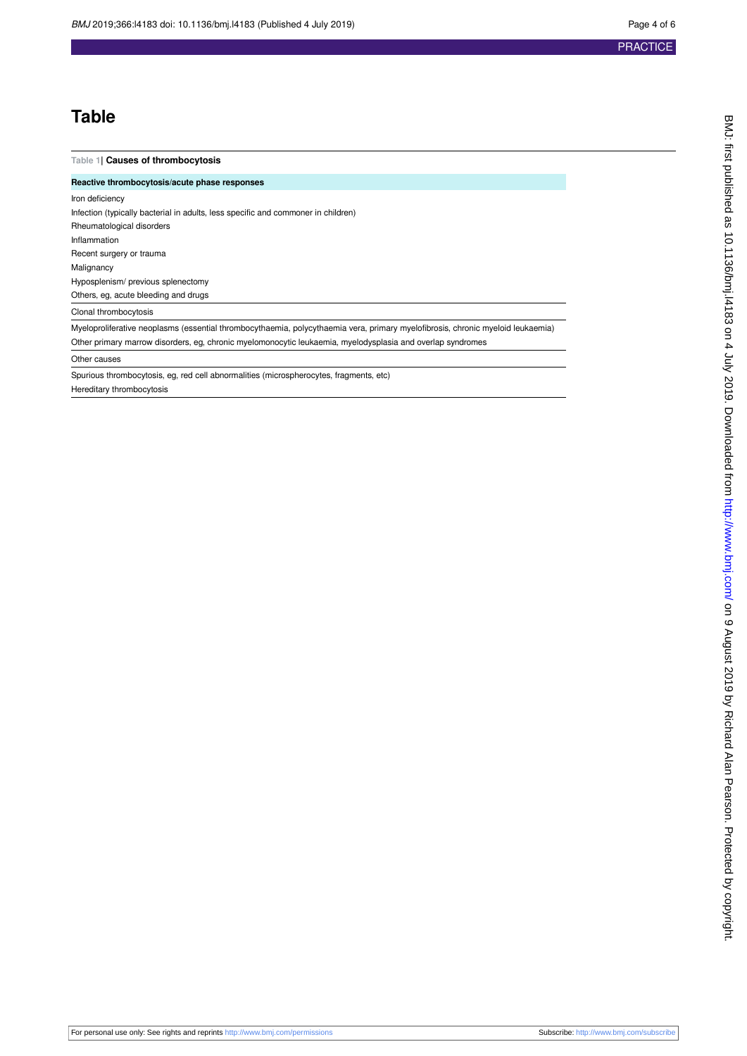# Table

**Table 1| Causes of thrombocytosis**

| Reactive thrombocytosis/acute phase responses |
|---|
| Iron deficiency |
| Infection (typically bacterial in adults, less specific and commoner in children) |
| Rheumatological disorders |
| Inflammation |
| Recent surgery or trauma |
| Malignancy |
| Hyposplenism/ previous splenectomy |
| Others, eg, acute bleeding and drugs |
| Clonal thrombocytosis |
| Myeloproliferative neoplasms (essential thrombocythaemia, polycythaemia vera, primary myelofibrosis, chronic myeloid leukaemia) |
| Other primary marrow disorders, eg, chronic myelomonocytic leukaemia, myelodysplasia and overlap syndromes |
| Other causes |
| Spurious thrombocytosis, eg, red cell abnormalities (microspherocytes, fragments, etc) |
| Hereditary thrombocytosis |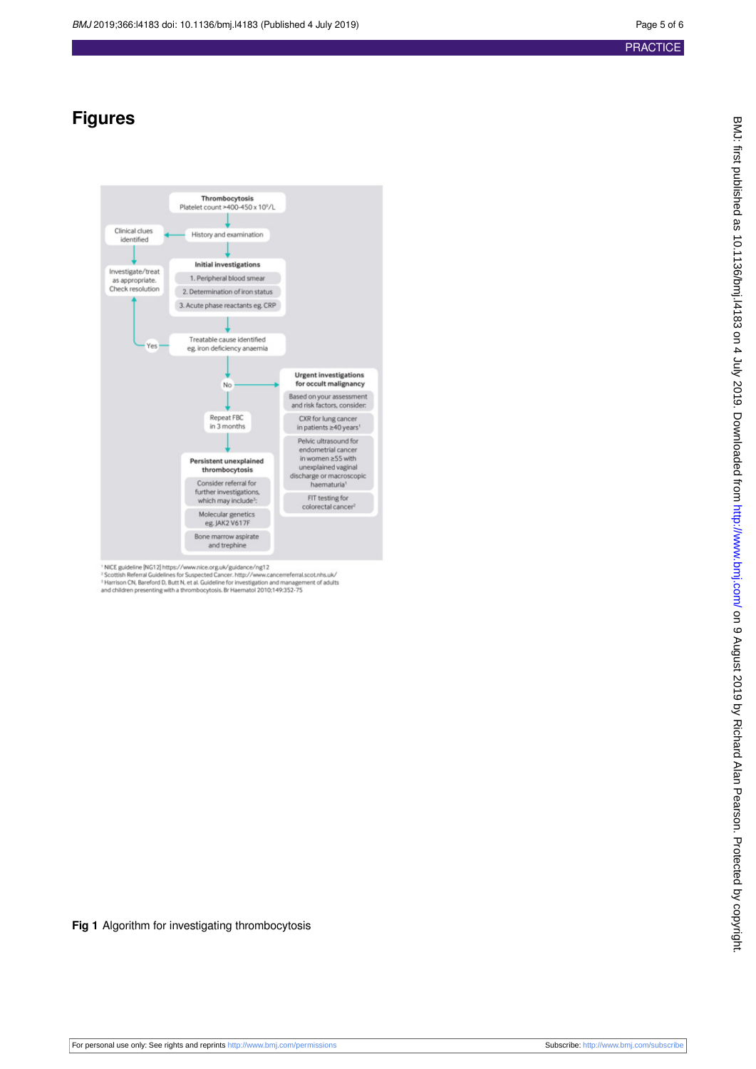# Figures

Thrombocytosis
Platelet count >400-450 x 10⁹/L

History and examination → Clinical clues identified → Investigate/treat as appropriate. Check resolution

Initial investigations
1. Peripheral blood smear
2. Determination of iron status
3. Acute phase reactants eg, CRP

Treatable cause identified eg, iron deficiency anaemia

Yes → Investigate/treat as appropriate. Check resolution

No → Urgent investigations for occult malignancy

Urgent investigations for occult malignancy
- Based on your assessment and risk factors, consider:
- CXR for lung cancer in patients ≥40 years[1]
- Pelvic ultrasound for endometrial cancer in women ≥55 with unexplained vaginal discharge or macroscopic haematuria[1]
- FIT testing for colorectal cancer[2]

Repeat FBC in 3 months

Persistent unexplained thrombocytosis
- Consider referral for further investigations, which may include[3]:
- Molecular genetics eg, JAK2 V617F
- Bone marrow aspirate and trephine

[1] NICE guideline [NG12] https://www.nice.org.uk/guidance/ng12
[2] Scottish Referral Guidelines for Suspected Cancer. http://www.cancerreferral.scot.nhs.uk/
[3] Harrison CN, Bareford D, Butt N, et al. Guideline for investigation and management of adults and children presenting with a thrombocytosis. Br Haematol 2010;149:352-75

**Fig 1** Algorithm for investigating thrombocytosis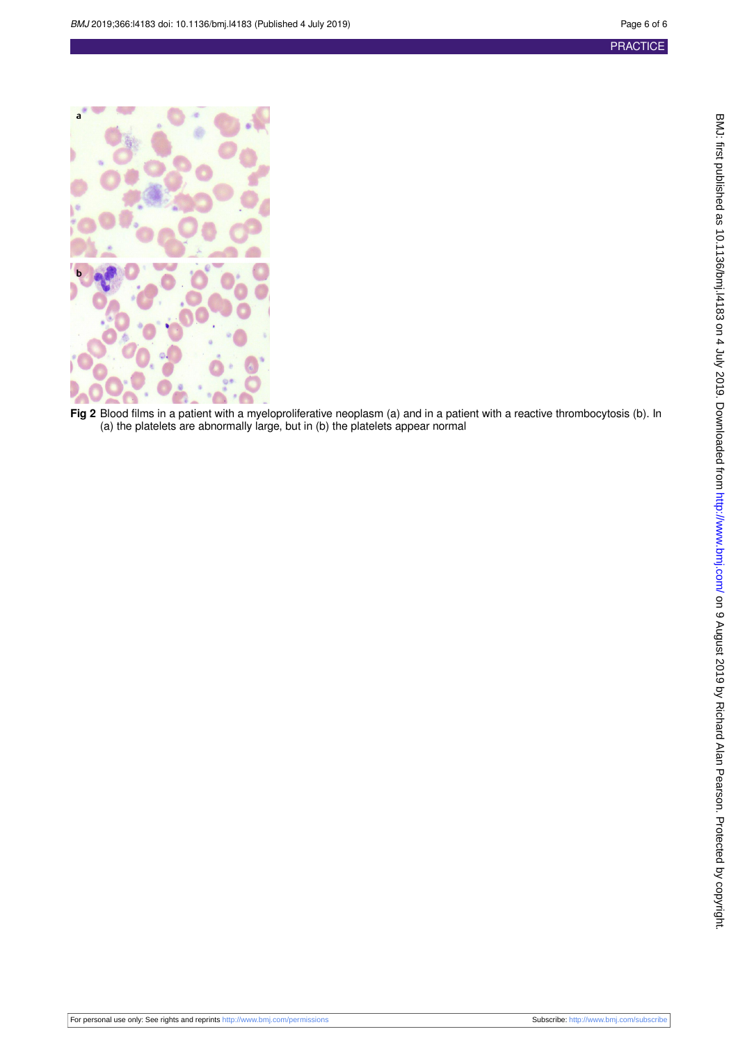**Fig 2** Blood films in a patient with a myeloproliferative neoplasm (a) and in a patient with a reactive thrombocytosis (b). In (a) the platelets are abnormally large, but in (b) the platelets appear normal